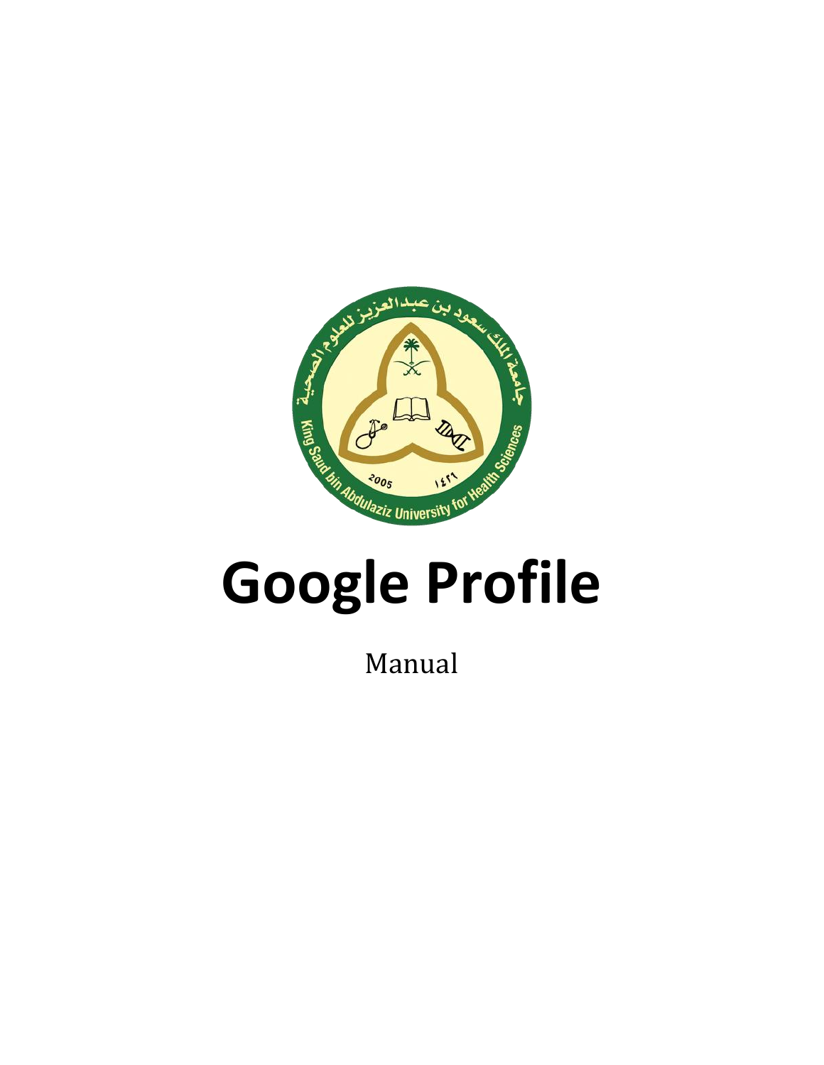# Google Profile

Manual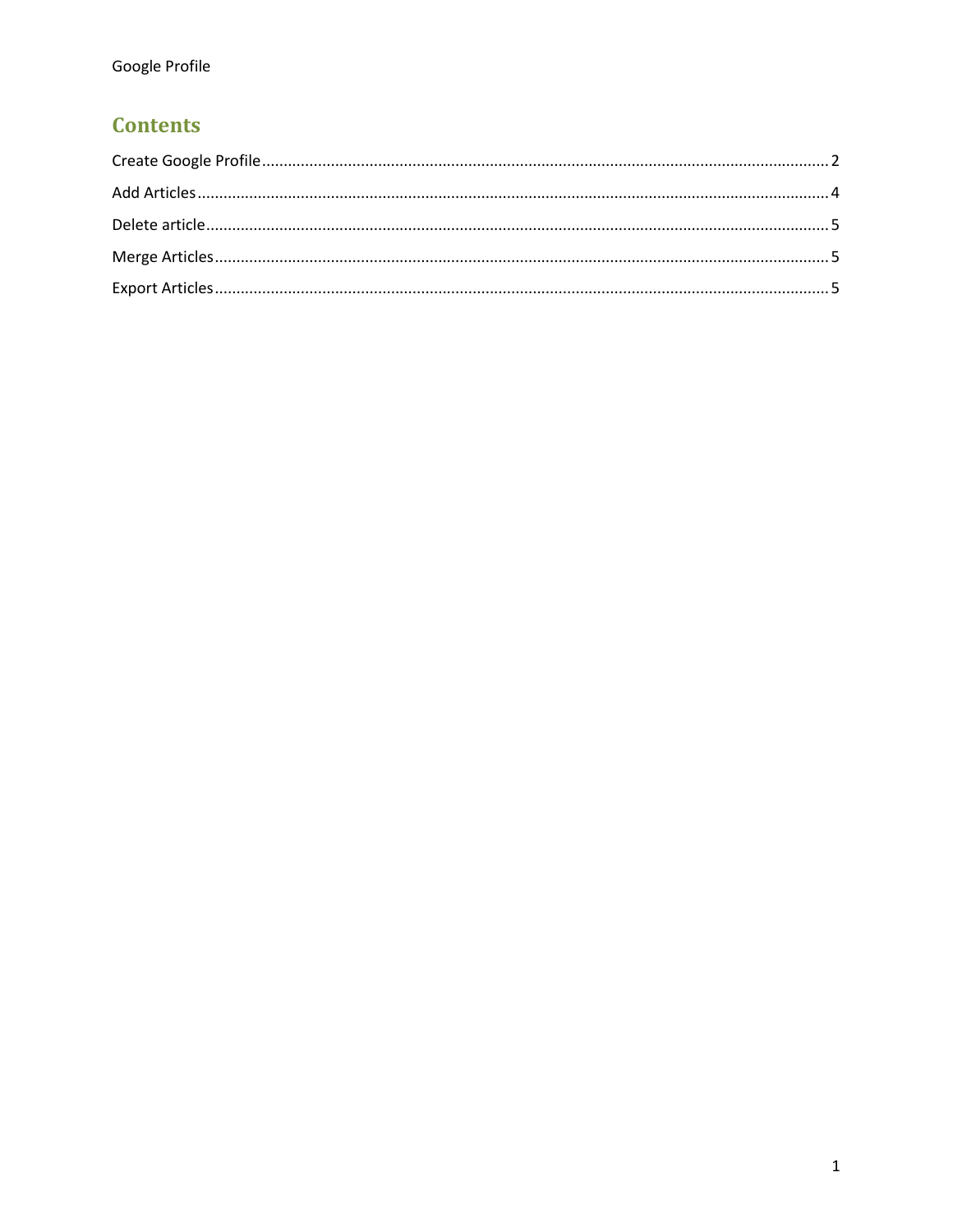## Contents

Create Google Profile .......... 2

Add Articles .......... 4

Delete article .......... 5

Merge Articles .......... 5

Export Articles .......... 5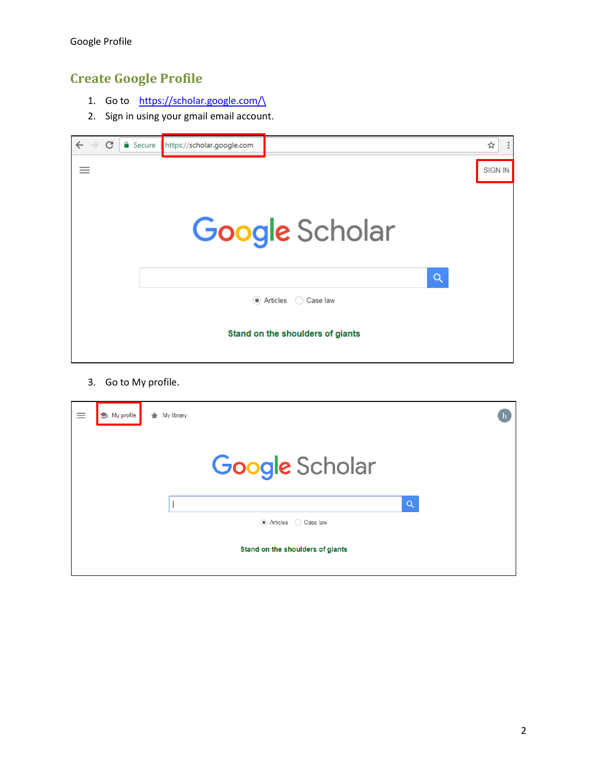## Create Google Profile

1. Go to https://scholar.google.com/\
2. Sign in using your gmail email account.

3. Go to My profile.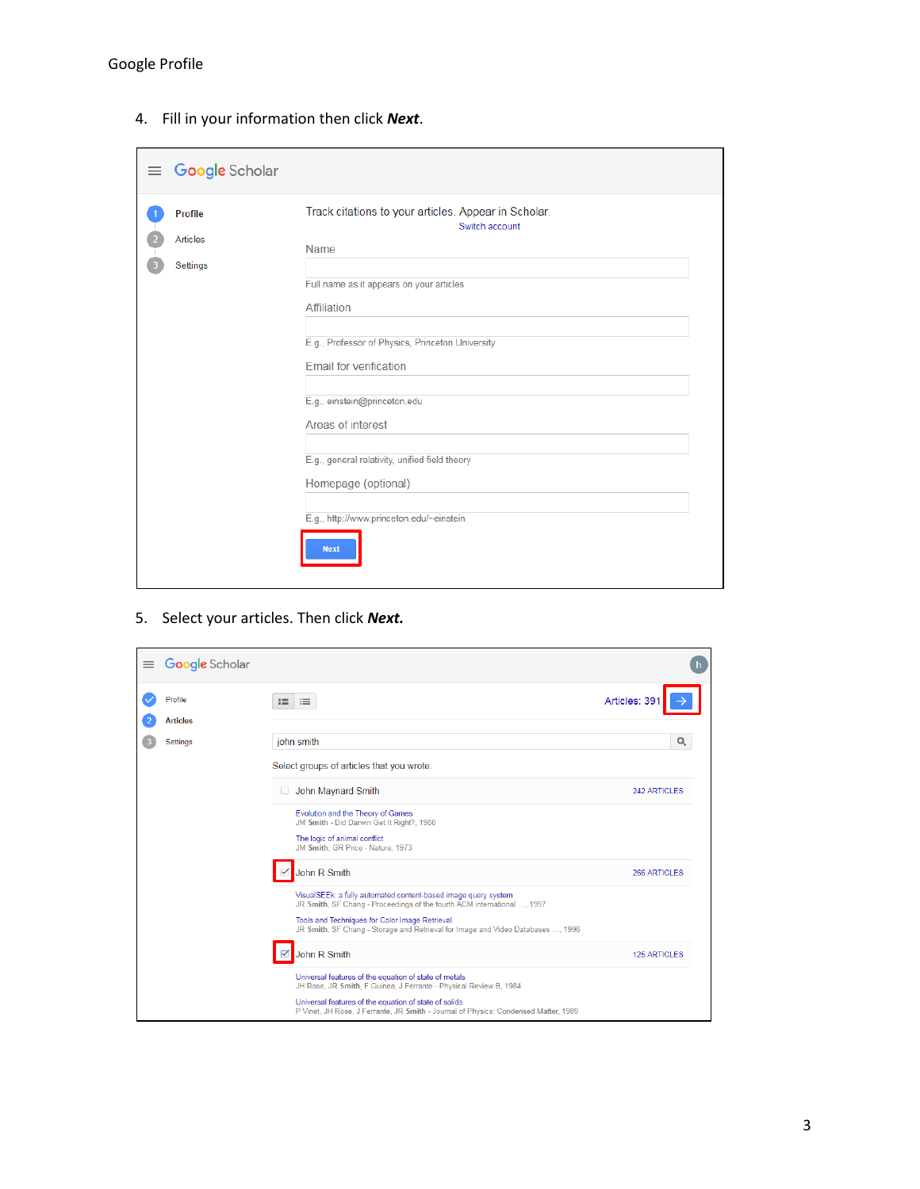4. Fill in your information then click ***Next***.

5. Select your articles. Then click ***Next.***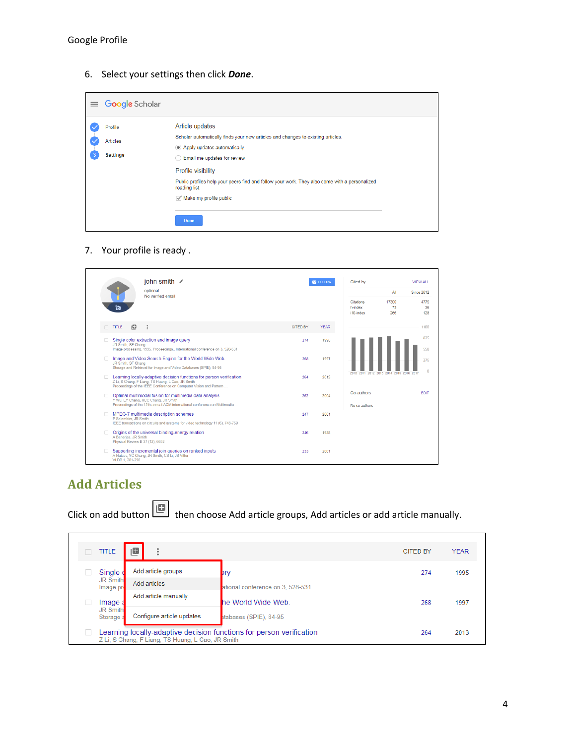6. Select your settings then click ***Done***.

7. Your profile is ready .

## Add Articles

Click on add button then choose Add article groups, Add articles or add article manually.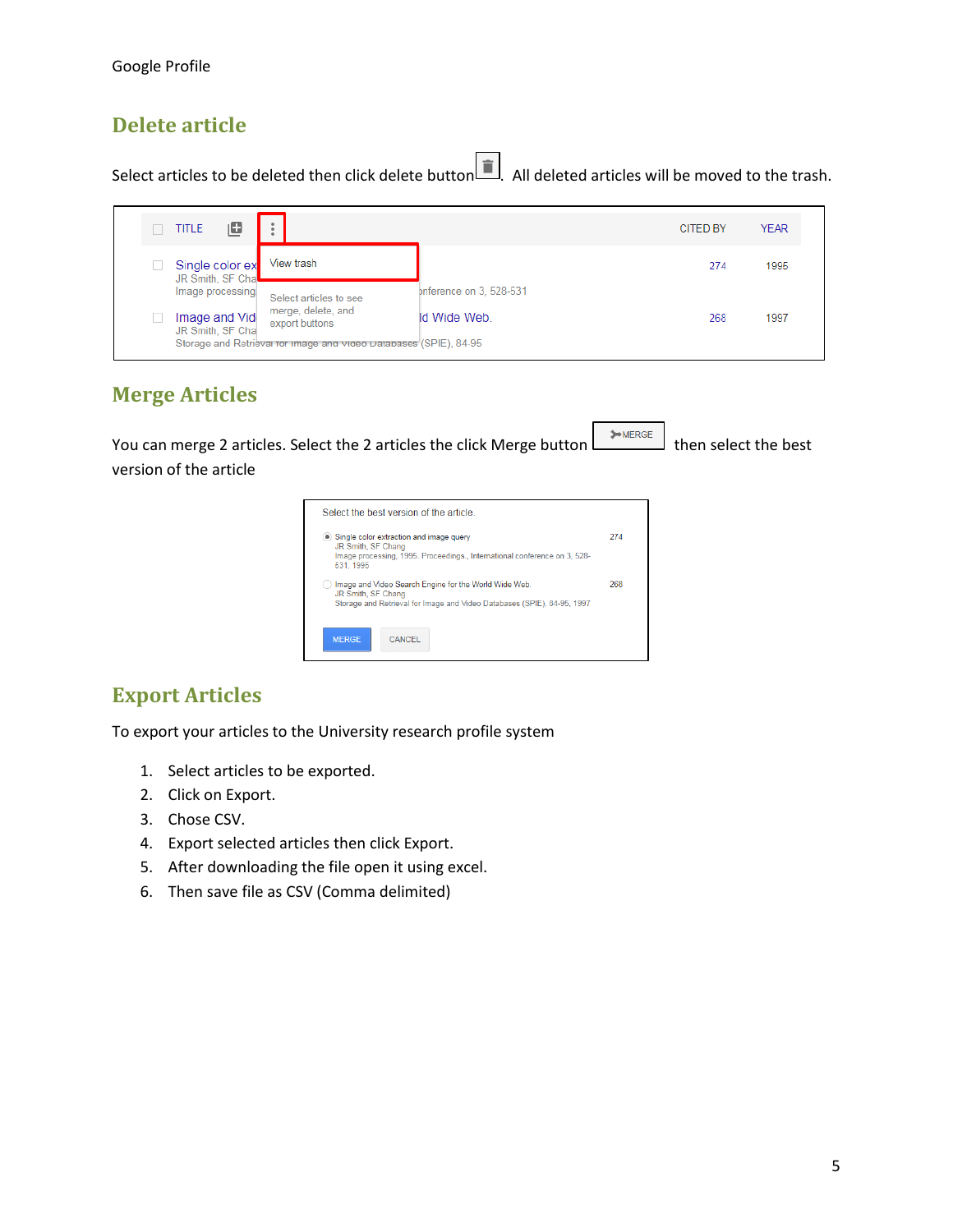## Delete article

Select articles to be deleted then click delete button. All deleted articles will be moved to the trash.

## Merge Articles

You can merge 2 articles. Select the 2 articles the click Merge button then select the best version of the article

## Export Articles

To export your articles to the University research profile system

1. Select articles to be exported.
2. Click on Export.
3. Chose CSV.
4. Export selected articles then click Export.
5. After downloading the file open it using excel.
6. Then save file as CSV (Comma delimited)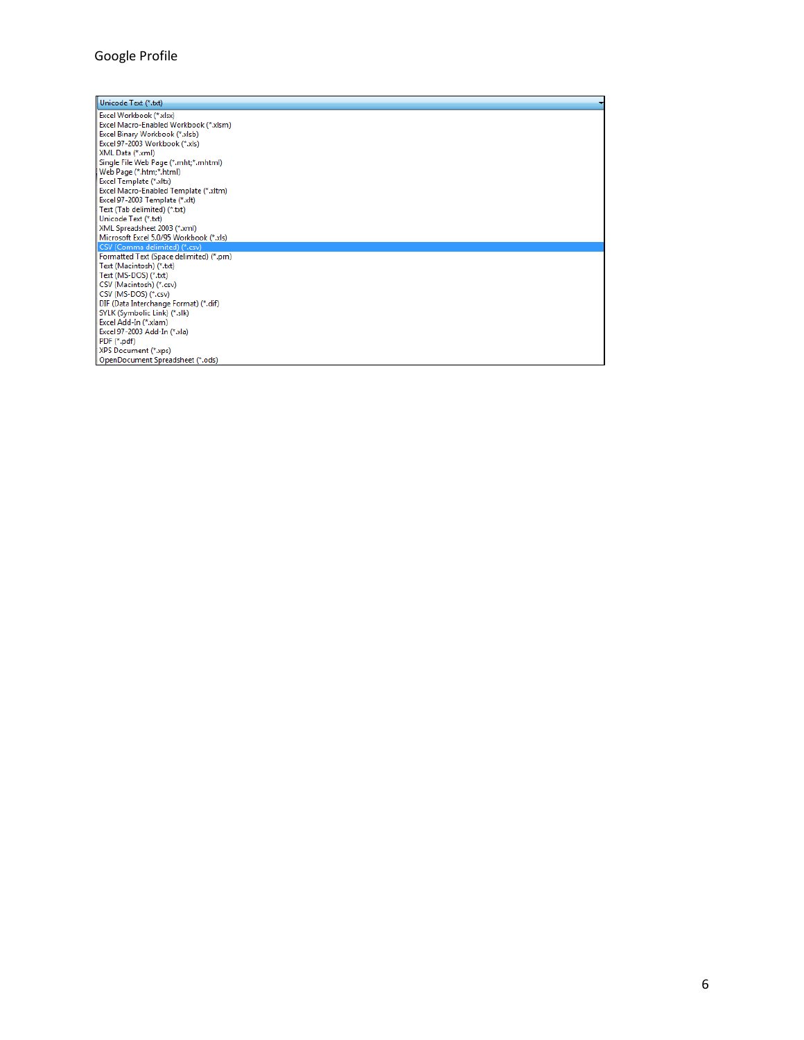Google Profile

Unicode Text (*.txt)

Excel Workbook (*.xlsx)
Excel Macro-Enabled Workbook (*.xlsm)
Excel Binary Workbook (*.xlsb)
Excel 97-2003 Workbook (*.xls)
XML Data (*.xml)
Single File Web Page (*.mht;*.mhtml)
Web Page (*.htm;*.html)
Excel Template (*.xltx)
Excel Macro-Enabled Template (*.xltm)
Excel 97-2003 Template (*.xlt)
Text (Tab delimited) (*.txt)
Unicode Text (*.txt)
XML Spreadsheet 2003 (*.xml)
Microsoft Excel 5.0/95 Workbook (*.xls)
CSV (Comma delimited) (*.csv)
Formatted Text (Space delimited) (*.prn)
Text (Macintosh) (*.txt)
Text (MS-DOS) (*.txt)
CSV (Macintosh) (*.csv)
CSV (MS-DOS) (*.csv)
DIF (Data Interchange Format) (*.dif)
SYLK (Symbolic Link) (*.slk)
Excel Add-In (*.xlam)
Excel 97-2003 Add-In (*.xla)
PDF (*.pdf)
XPS Document (*.xps)
OpenDocument Spreadsheet (*.ods)